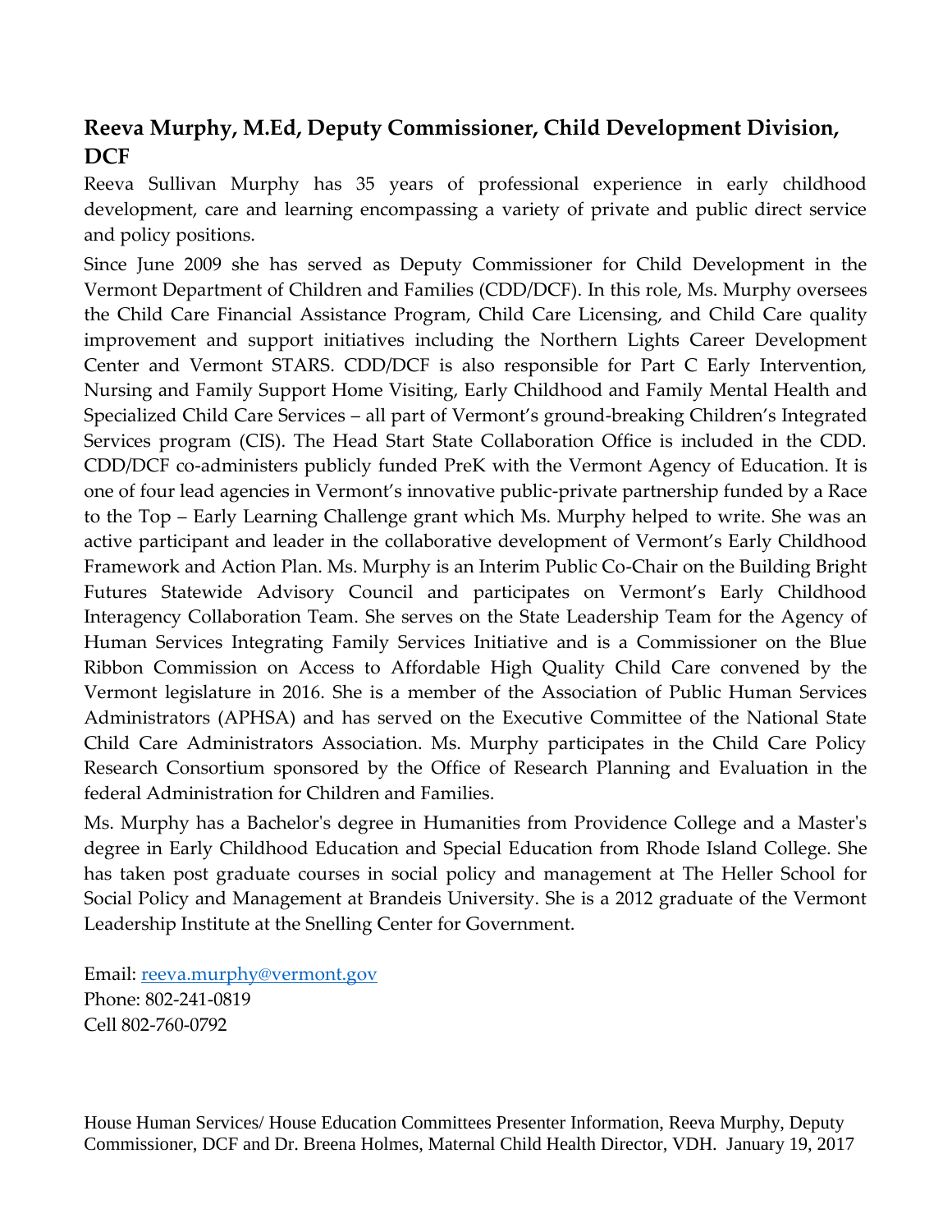## Reeva Murphy, M.Ed, Deputy Commissioner, Child Development Division, DCF

Reeva Sullivan Murphy has 35 years of professional experience in early childhood development, care and learning encompassing a variety of private and public direct service and policy positions.

Since June 2009 she has served as Deputy Commissioner for Child Development in the Vermont Department of Children and Families (CDD/DCF). In this role, Ms. Murphy oversees the Child Care Financial Assistance Program, Child Care Licensing, and Child Care quality improvement and support initiatives including the Northern Lights Career Development Center and Vermont STARS. CDD/DCF is also responsible for Part C Early Intervention, Nursing and Family Support Home Visiting, Early Childhood and Family Mental Health and Specialized Child Care Services – all part of Vermont's ground-breaking Children's Integrated Services program (CIS). The Head Start State Collaboration Office is included in the CDD. CDD/DCF co-administers publicly funded PreK with the Vermont Agency of Education. It is one of four lead agencies in Vermont's innovative public-private partnership funded by a Race to the Top – Early Learning Challenge grant which Ms. Murphy helped to write. She was an active participant and leader in the collaborative development of Vermont's Early Childhood Framework and Action Plan. Ms. Murphy is an Interim Public Co-Chair on the Building Bright Futures Statewide Advisory Council and participates on Vermont's Early Childhood Interagency Collaboration Team. She serves on the State Leadership Team for the Agency of Human Services Integrating Family Services Initiative and is a Commissioner on the Blue Ribbon Commission on Access to Affordable High Quality Child Care convened by the Vermont legislature in 2016. She is a member of the Association of Public Human Services Administrators (APHSA) and has served on the Executive Committee of the National State Child Care Administrators Association. Ms. Murphy participates in the Child Care Policy Research Consortium sponsored by the Office of Research Planning and Evaluation in the federal Administration for Children and Families.

Ms. Murphy has a Bachelor's degree in Humanities from Providence College and a Master's degree in Early Childhood Education and Special Education from Rhode Island College. She has taken post graduate courses in social policy and management at The Heller School for Social Policy and Management at Brandeis University. She is a 2012 graduate of the Vermont Leadership Institute at the Snelling Center for Government.

Email: [reeva.murphy@vermont.gov](mailto:reeva.murphy@vermont.gov)
Phone: 802-241-0819
Cell 802-760-0792

House Human Services/ House Education Committees Presenter Information, Reeva Murphy, Deputy Commissioner, DCF and Dr. Breena Holmes, Maternal Child Health Director, VDH. January 19, 2017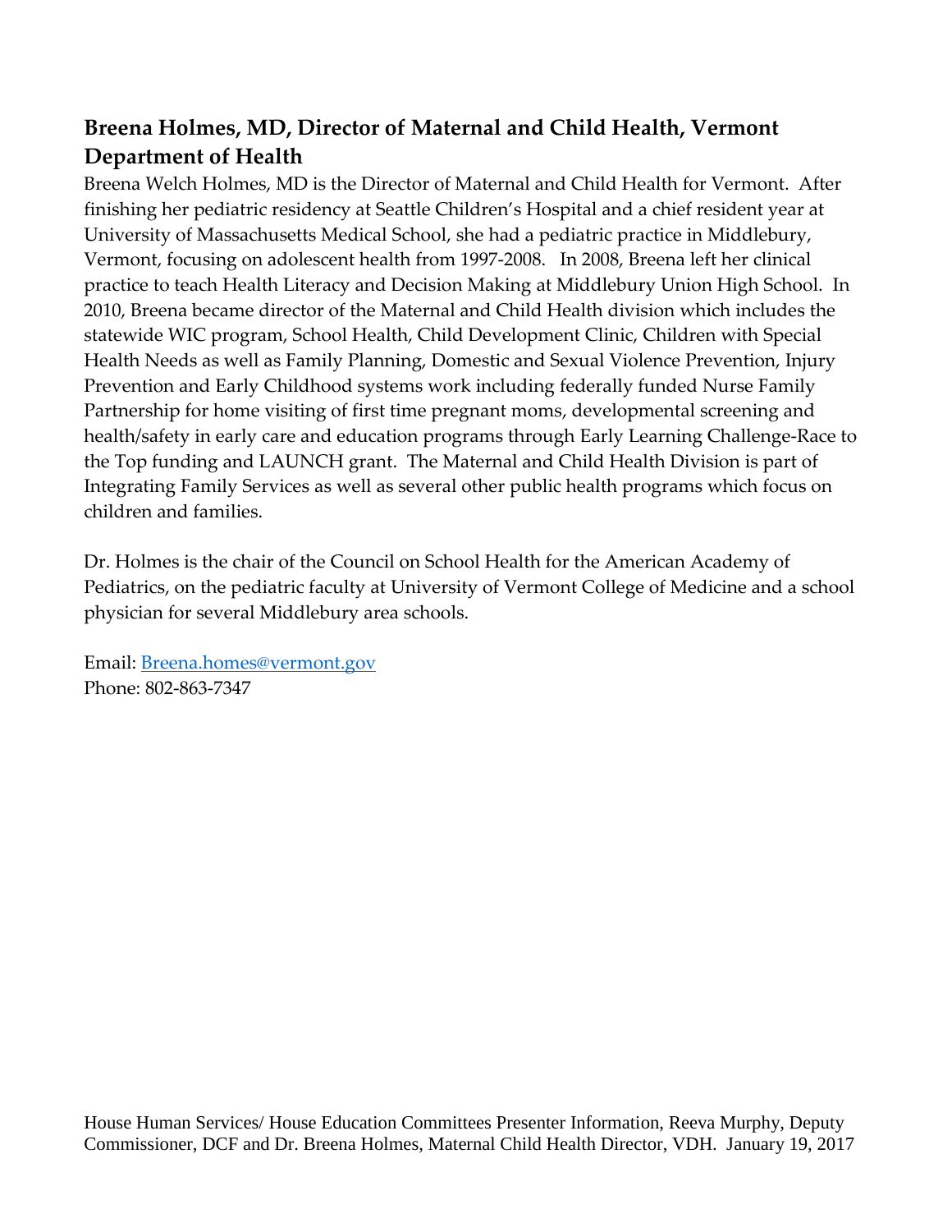## Breena Holmes, MD, Director of Maternal and Child Health, Vermont Department of Health

Breena Welch Holmes, MD is the Director of Maternal and Child Health for Vermont. After finishing her pediatric residency at Seattle Children's Hospital and a chief resident year at University of Massachusetts Medical School, she had a pediatric practice in Middlebury, Vermont, focusing on adolescent health from 1997-2008. In 2008, Breena left her clinical practice to teach Health Literacy and Decision Making at Middlebury Union High School. In 2010, Breena became director of the Maternal and Child Health division which includes the statewide WIC program, School Health, Child Development Clinic, Children with Special Health Needs as well as Family Planning, Domestic and Sexual Violence Prevention, Injury Prevention and Early Childhood systems work including federally funded Nurse Family Partnership for home visiting of first time pregnant moms, developmental screening and health/safety in early care and education programs through Early Learning Challenge-Race to the Top funding and LAUNCH grant. The Maternal and Child Health Division is part of Integrating Family Services as well as several other public health programs which focus on children and families.

Dr. Holmes is the chair of the Council on School Health for the American Academy of Pediatrics, on the pediatric faculty at University of Vermont College of Medicine and a school physician for several Middlebury area schools.

Email: [Breena.homes@vermont.gov](mailto:Breena.homes@vermont.gov)
Phone: 802-863-7347